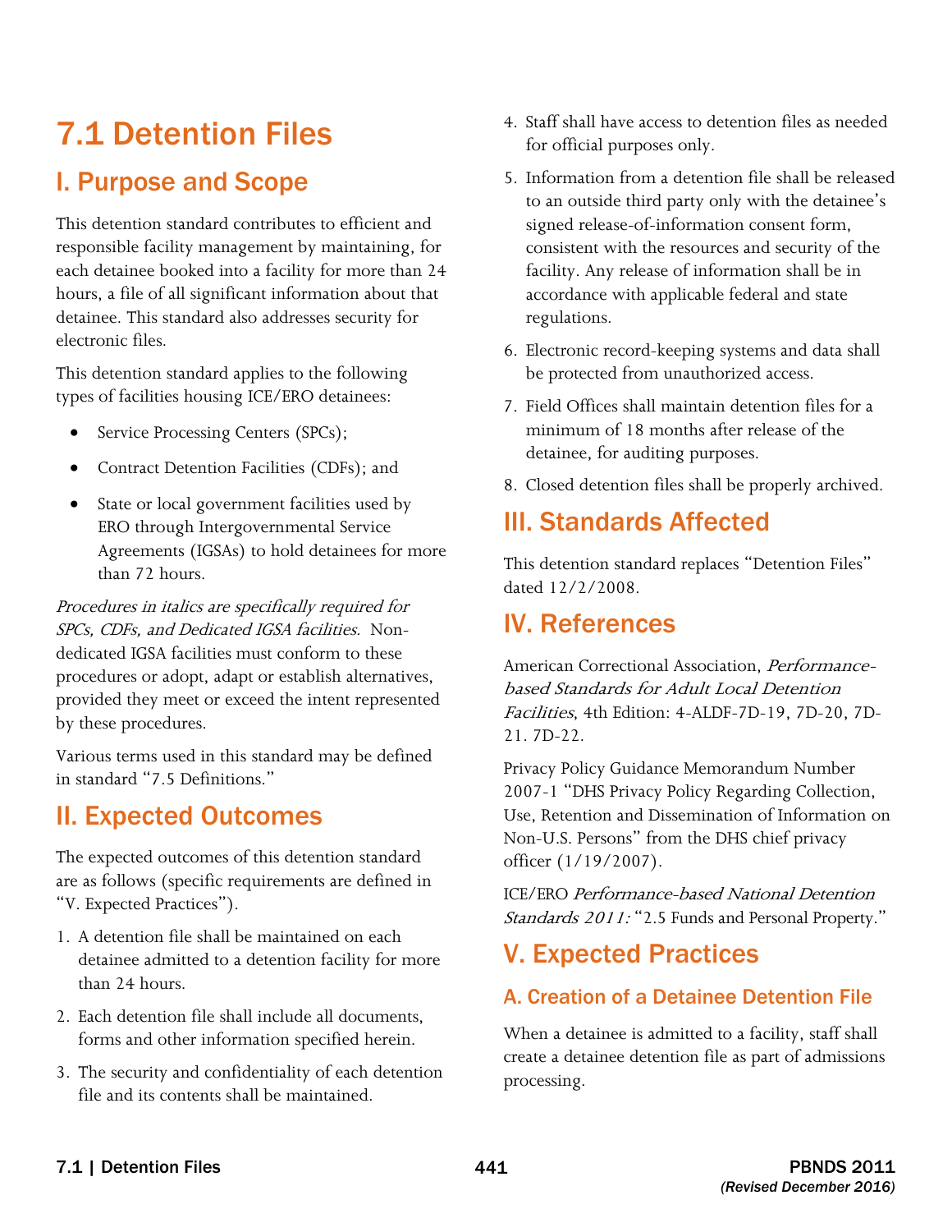# 7.1 Detention Files

## I. Purpose and Scope

This detention standard contributes to efficient and responsible facility management by maintaining, for each detainee booked into a facility for more than 24 hours, a file of all significant information about that detainee. This standard also addresses security for electronic files.

This detention standard applies to the following types of facilities housing ICE/ERO detainees:

- Service Processing Centers (SPCs);
- Contract Detention Facilities (CDFs); and
- State or local government facilities used by ERO through Intergovernmental Service Agreements (IGSAs) to hold detainees for more than 72 hours.

*Procedures in italics are specifically required for SPCs, CDFs, and Dedicated IGSA facilities.* Non-dedicated IGSA facilities must conform to these procedures or adopt, adapt or establish alternatives, provided they meet or exceed the intent represented by these procedures.

Various terms used in this standard may be defined in standard "7.5 Definitions."

## II. Expected Outcomes

The expected outcomes of this detention standard are as follows (specific requirements are defined in "V. Expected Practices").

1. A detention file shall be maintained on each detainee admitted to a detention facility for more than 24 hours.
2. Each detention file shall include all documents, forms and other information specified herein.
3. The security and confidentiality of each detention file and its contents shall be maintained.
4. Staff shall have access to detention files as needed for official purposes only.
5. Information from a detention file shall be released to an outside third party only with the detainee's signed release-of-information consent form, consistent with the resources and security of the facility. Any release of information shall be in accordance with applicable federal and state regulations.
6. Electronic record-keeping systems and data shall be protected from unauthorized access.
7. Field Offices shall maintain detention files for a minimum of 18 months after release of the detainee, for auditing purposes.
8. Closed detention files shall be properly archived.

## III. Standards Affected

This detention standard replaces "Detention Files" dated 12/2/2008.

## IV. References

American Correctional Association, *Performance-based Standards for Adult Local Detention Facilities*, 4th Edition: 4-ALDF-7D-19, 7D-20, 7D-21. 7D-22.

Privacy Policy Guidance Memorandum Number 2007-1 "DHS Privacy Policy Regarding Collection, Use, Retention and Dissemination of Information on Non-U.S. Persons" from the DHS chief privacy officer (1/19/2007).

ICE/ERO *Performance-based National Detention Standards 2011:* "2.5 Funds and Personal Property."

## V. Expected Practices

### A. Creation of a Detainee Detention File

When a detainee is admitted to a facility, staff shall create a detainee detention file as part of admissions processing.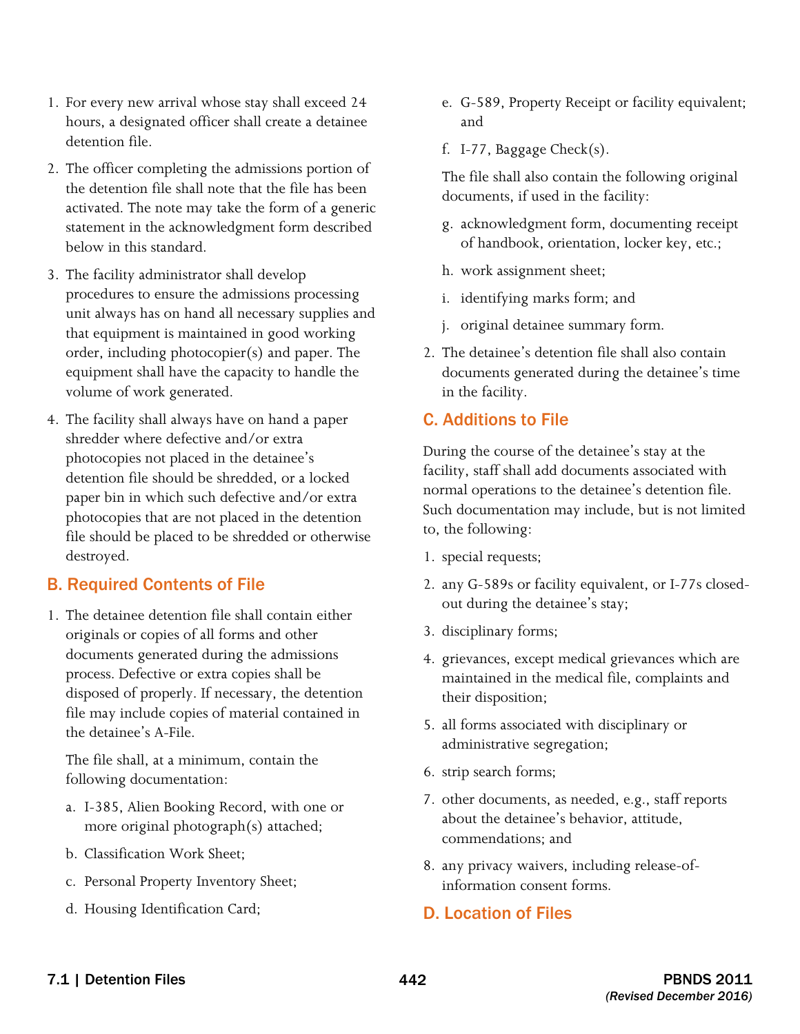1. For every new arrival whose stay shall exceed 24 hours, a designated officer shall create a detainee detention file.
2. The officer completing the admissions portion of the detention file shall note that the file has been activated. The note may take the form of a generic statement in the acknowledgment form described below in this standard.
3. The facility administrator shall develop procedures to ensure the admissions processing unit always has on hand all necessary supplies and that equipment is maintained in good working order, including photocopier(s) and paper. The equipment shall have the capacity to handle the volume of work generated.
4. The facility shall always have on hand a paper shredder where defective and/or extra photocopies not placed in the detainee's detention file should be shredded, or a locked paper bin in which such defective and/or extra photocopies that are not placed in the detention file should be placed to be shredded or otherwise destroyed.

## B. Required Contents of File

1. The detainee detention file shall contain either originals or copies of all forms and other documents generated during the admissions process. Defective or extra copies shall be disposed of properly. If necessary, the detention file may include copies of material contained in the detainee's A-File.

   The file shall, at a minimum, contain the following documentation:

   a. I-385, Alien Booking Record, with one or more original photograph(s) attached;

   b. Classification Work Sheet;

   c. Personal Property Inventory Sheet;

   d. Housing Identification Card;

   e. G-589, Property Receipt or facility equivalent; and

   f. I-77, Baggage Check(s).

   The file shall also contain the following original documents, if used in the facility:

   g. acknowledgment form, documenting receipt of handbook, orientation, locker key, etc.;

   h. work assignment sheet;

   i. identifying marks form; and

   j. original detainee summary form.

2. The detainee's detention file shall also contain documents generated during the detainee's time in the facility.

## C. Additions to File

During the course of the detainee's stay at the facility, staff shall add documents associated with normal operations to the detainee's detention file. Such documentation may include, but is not limited to, the following:

1. special requests;
2. any G-589s or facility equivalent, or I-77s closed-out during the detainee's stay;
3. disciplinary forms;
4. grievances, except medical grievances which are maintained in the medical file, complaints and their disposition;
5. all forms associated with disciplinary or administrative segregation;
6. strip search forms;
7. other documents, as needed, e.g., staff reports about the detainee's behavior, attitude, commendations; and
8. any privacy waivers, including release-of-information consent forms.

## D. Location of Files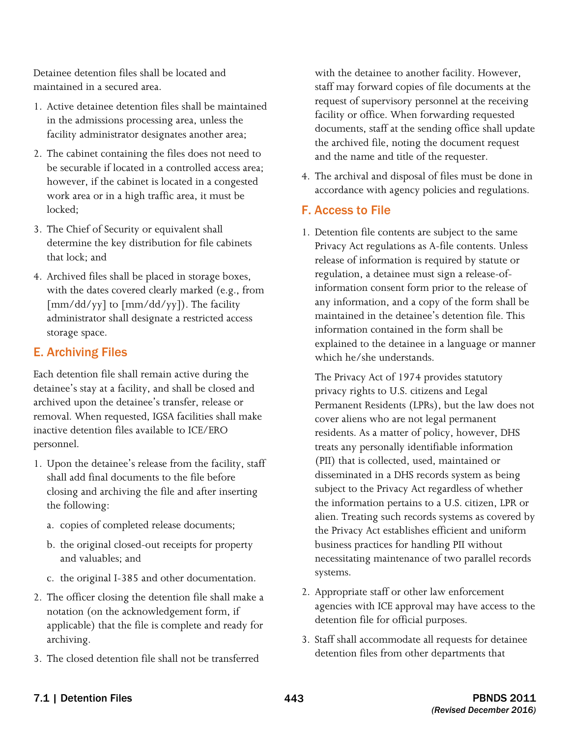Detainee detention files shall be located and maintained in a secured area.

1. Active detainee detention files shall be maintained in the admissions processing area, unless the facility administrator designates another area;
2. The cabinet containing the files does not need to be securable if located in a controlled access area; however, if the cabinet is located in a congested work area or in a high traffic area, it must be locked;
3. The Chief of Security or equivalent shall determine the key distribution for file cabinets that lock; and
4. Archived files shall be placed in storage boxes, with the dates covered clearly marked (e.g., from [mm/dd/yy] to [mm/dd/yy]). The facility administrator shall designate a restricted access storage space.

## E. Archiving Files

Each detention file shall remain active during the detainee's stay at a facility, and shall be closed and archived upon the detainee's transfer, release or removal. When requested, IGSA facilities shall make inactive detention files available to ICE/ERO personnel.

1. Upon the detainee's release from the facility, staff shall add final documents to the file before closing and archiving the file and after inserting the following:
   a. copies of completed release documents;
   b. the original closed-out receipts for property and valuables; and
   c. the original I-385 and other documentation.
2. The officer closing the detention file shall make a notation (on the acknowledgement form, if applicable) that the file is complete and ready for archiving.
3. The closed detention file shall not be transferred with the detainee to another facility. However, staff may forward copies of file documents at the request of supervisory personnel at the receiving facility or office. When forwarding requested documents, staff at the sending office shall update the archived file, noting the document request and the name and title of the requester.
4. The archival and disposal of files must be done in accordance with agency policies and regulations.

## F. Access to File

1. Detention file contents are subject to the same Privacy Act regulations as A-file contents. Unless release of information is required by statute or regulation, a detainee must sign a release-of-information consent form prior to the release of any information, and a copy of the form shall be maintained in the detainee's detention file. This information contained in the form shall be explained to the detainee in a language or manner which he/she understands.

   The Privacy Act of 1974 provides statutory privacy rights to U.S. citizens and Legal Permanent Residents (LPRs), but the law does not cover aliens who are not legal permanent residents. As a matter of policy, however, DHS treats any personally identifiable information (PII) that is collected, used, maintained or disseminated in a DHS records system as being subject to the Privacy Act regardless of whether the information pertains to a U.S. citizen, LPR or alien. Treating such records systems as covered by the Privacy Act establishes efficient and uniform business practices for handling PII without necessitating maintenance of two parallel records systems.

2. Appropriate staff or other law enforcement agencies with ICE approval may have access to the detention file for official purposes.
3. Staff shall accommodate all requests for detainee detention files from other departments that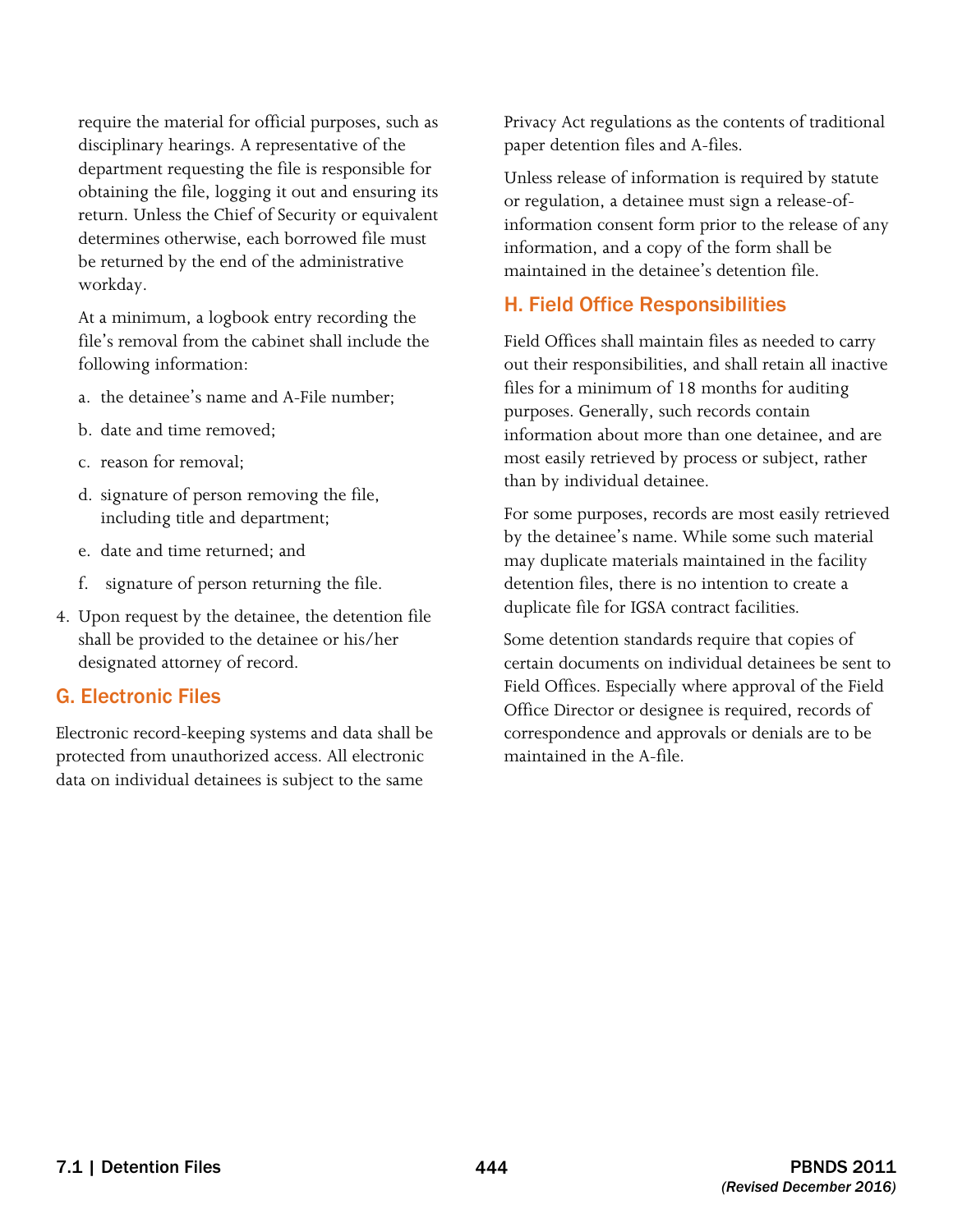require the material for official purposes, such as disciplinary hearings. A representative of the department requesting the file is responsible for obtaining the file, logging it out and ensuring its return. Unless the Chief of Security or equivalent determines otherwise, each borrowed file must be returned by the end of the administrative workday.

At a minimum, a logbook entry recording the file's removal from the cabinet shall include the following information:

a. the detainee's name and A-File number;

b. date and time removed;

c. reason for removal;

d. signature of person removing the file, including title and department;

e. date and time returned; and

f. signature of person returning the file.

4. Upon request by the detainee, the detention file shall be provided to the detainee or his/her designated attorney of record.

## G. Electronic Files

Electronic record-keeping systems and data shall be protected from unauthorized access. All electronic data on individual detainees is subject to the same Privacy Act regulations as the contents of traditional paper detention files and A-files.

Unless release of information is required by statute or regulation, a detainee must sign a release-of-information consent form prior to the release of any information, and a copy of the form shall be maintained in the detainee's detention file.

## H. Field Office Responsibilities

Field Offices shall maintain files as needed to carry out their responsibilities, and shall retain all inactive files for a minimum of 18 months for auditing purposes. Generally, such records contain information about more than one detainee, and are most easily retrieved by process or subject, rather than by individual detainee.

For some purposes, records are most easily retrieved by the detainee's name. While some such material may duplicate materials maintained in the facility detention files, there is no intention to create a duplicate file for IGSA contract facilities.

Some detention standards require that copies of certain documents on individual detainees be sent to Field Offices. Especially where approval of the Field Office Director or designee is required, records of correspondence and approvals or denials are to be maintained in the A-file.